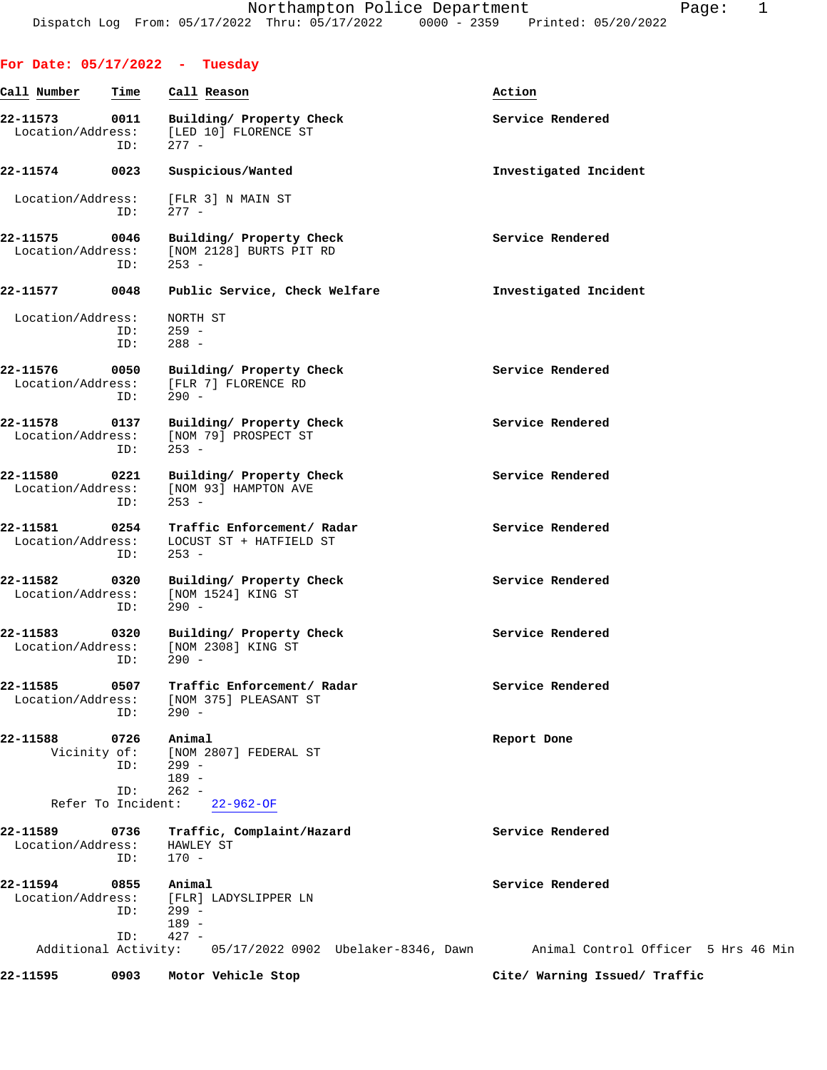Northampton Police Department
Dispatch Log From: 05/17/2022 Thru: 05/17/2022 0000 - 2359 Printed: 05/20/2022

## For Date: 05/17/2022 - Tuesday

| Call Number | Time | Call Reason | Action |
|---|---|---|---|
| **22-11573** | **0011** | **Building/ Property Check** | **Service Rendered** |
| Location/Address: | | [LED 10] FLORENCE ST | |
| ID: | | 277 - | |
| **22-11574** | **0023** | **Suspicious/Wanted** | **Investigated Incident** |
| Location/Address: | | [FLR 3] N MAIN ST | |
| ID: | | 277 - | |
| **22-11575** | **0046** | **Building/ Property Check** | **Service Rendered** |
| Location/Address: | | [NOM 2128] BURTS PIT RD | |
| ID: | | 253 - | |
| **22-11577** | **0048** | **Public Service, Check Welfare** | **Investigated Incident** |
| Location/Address: | | NORTH ST | |
| ID: | | 259 - | |
| ID: | | 288 - | |
| **22-11576** | **0050** | **Building/ Property Check** | **Service Rendered** |
| Location/Address: | | [FLR 7] FLORENCE RD | |
| ID: | | 290 - | |
| **22-11578** | **0137** | **Building/ Property Check** | **Service Rendered** |
| Location/Address: | | [NOM 79] PROSPECT ST | |
| ID: | | 253 - | |
| **22-11580** | **0221** | **Building/ Property Check** | **Service Rendered** |
| Location/Address: | | [NOM 93] HAMPTON AVE | |
| ID: | | 253 - | |
| **22-11581** | **0254** | **Traffic Enforcement/ Radar** | **Service Rendered** |
| Location/Address: | | LOCUST ST + HATFIELD ST | |
| ID: | | 253 - | |
| **22-11582** | **0320** | **Building/ Property Check** | **Service Rendered** |
| Location/Address: | | [NOM 1524] KING ST | |
| ID: | | 290 - | |
| **22-11583** | **0320** | **Building/ Property Check** | **Service Rendered** |
| Location/Address: | | [NOM 2308] KING ST | |
| ID: | | 290 - | |
| **22-11585** | **0507** | **Traffic Enforcement/ Radar** | **Service Rendered** |
| Location/Address: | | [NOM 375] PLEASANT ST | |
| ID: | | 290 - | |
| **22-11588** | **0726** | **Animal** | **Report Done** |
| Vicinity of: | | [NOM 2807] FEDERAL ST | |
| ID: | | 299 - | |
| | | 189 - | |
| ID: | | 262 - | |
| Refer To Incident: | | 22-962-OF | |
| **22-11589** | **0736** | **Traffic, Complaint/Hazard** | **Service Rendered** |
| Location/Address: | | HAWLEY ST | |
| ID: | | 170 - | |
| **22-11594** | **0855** | **Animal** | **Service Rendered** |
| Location/Address: | | [FLR] LADYSLIPPER LN | |
| ID: | | 299 - | |
| | | 189 - | |
| ID: | | 427 - | |
| Additional Activity: | | 05/17/2022 0902 Ubelaker-8346, Dawn | Animal Control Officer 5 Hrs 46 Min |
| **22-11595** | **0903** | **Motor Vehicle Stop** | **Cite/ Warning Issued/ Traffic** |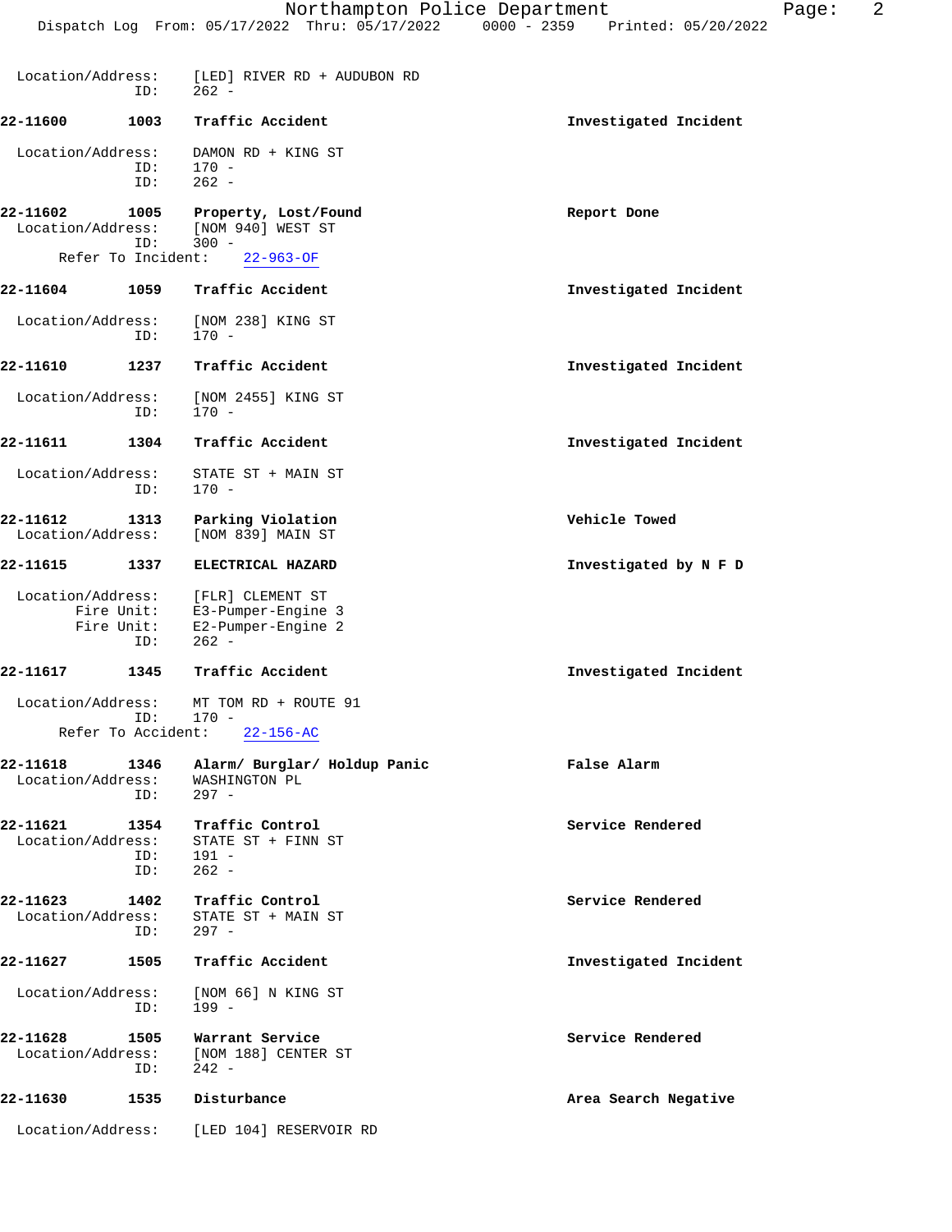Location/Address: [LED] RIVER RD + AUDUBON RD
ID: 262 -

**22-11600 1003 Traffic Accident** **Investigated Incident**

Location/Address: DAMON RD + KING ST
ID: 170 -
ID: 262 -

**22-11602 1005 Property, Lost/Found** **Report Done**
Location/Address: [NOM 940] WEST ST
ID: 300 -
Refer To Incident: 22-963-OF

**22-11604 1059 Traffic Accident** **Investigated Incident**

Location/Address: [NOM 238] KING ST
ID: 170 -

**22-11610 1237 Traffic Accident** **Investigated Incident**

Location/Address: [NOM 2455] KING ST
ID: 170 -

**22-11611 1304 Traffic Accident** **Investigated Incident**

Location/Address: STATE ST + MAIN ST
ID: 170 -

**22-11612 1313 Parking Violation** **Vehicle Towed**
Location/Address: [NOM 839] MAIN ST

**22-11615 1337 ELECTRICAL HAZARD** **Investigated by N F D**

Location/Address: [FLR] CLEMENT ST
Fire Unit: E3-Pumper-Engine 3
Fire Unit: E2-Pumper-Engine 2
ID: 262 -

**22-11617 1345 Traffic Accident** **Investigated Incident**

Location/Address: MT TOM RD + ROUTE 91
ID: 170 -
Refer To Accident: 22-156-AC

**22-11618 1346 Alarm/ Burglar/ Holdup Panic** **False Alarm**
Location/Address: WASHINGTON PL
ID: 297 -

**22-11621 1354 Traffic Control** **Service Rendered**
Location/Address: STATE ST + FINN ST
ID: 191 -
ID: 262 -

**22-11623 1402 Traffic Control** **Service Rendered**
Location/Address: STATE ST + MAIN ST
ID: 297 -

**22-11627 1505 Traffic Accident** **Investigated Incident**

Location/Address: [NOM 66] N KING ST
ID: 199 -

**22-11628 1505 Warrant Service** **Service Rendered**
Location/Address: [NOM 188] CENTER ST
ID: 242 -

**22-11630 1535 Disturbance** **Area Search Negative**

Location/Address: [LED 104] RESERVOIR RD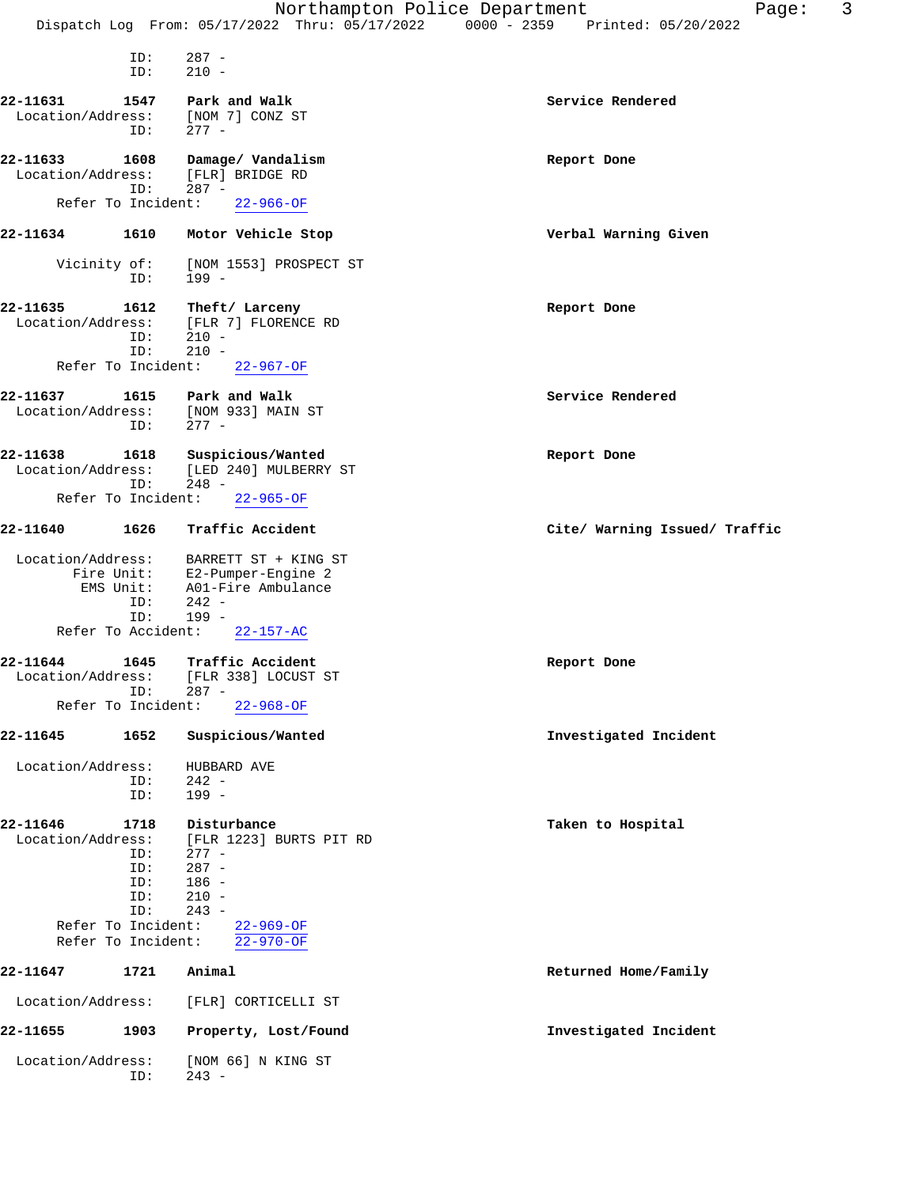ID: 287 -
ID: 210 -

**22-11631 1547 Park and Walk** — **Service Rendered**
Location/Address: [NOM 7] CONZ ST
ID: 277 -

**22-11633 1608 Damage/ Vandalism** — **Report Done**
Location/Address: [FLR] BRIDGE RD
ID: 287 -
Refer To Incident: 22-966-OF

**22-11634 1610 Motor Vehicle Stop** — **Verbal Warning Given**
Vicinity of: [NOM 1553] PROSPECT ST
ID: 199 -

**22-11635 1612 Theft/ Larceny** — **Report Done**
Location/Address: [FLR 7] FLORENCE RD
ID: 210 -
ID: 210 -
Refer To Incident: 22-967-OF

**22-11637 1615 Park and Walk** — **Service Rendered**
Location/Address: [NOM 933] MAIN ST
ID: 277 -

**22-11638 1618 Suspicious/Wanted** — **Report Done**
Location/Address: [LED 240] MULBERRY ST
ID: 248 -
Refer To Incident: 22-965-OF

**22-11640 1626 Traffic Accident** — **Cite/ Warning Issued/ Traffic**
Location/Address: BARRETT ST + KING ST
Fire Unit: E2-Pumper-Engine 2
EMS Unit: A01-Fire Ambulance
ID: 242 -
ID: 199 -
Refer To Accident: 22-157-AC

**22-11644 1645 Traffic Accident** — **Report Done**
Location/Address: [FLR 338] LOCUST ST
ID: 287 -
Refer To Incident: 22-968-OF

**22-11645 1652 Suspicious/Wanted** — **Investigated Incident**
Location/Address: HUBBARD AVE
ID: 242 -
ID: 199 -

**22-11646 1718 Disturbance** — **Taken to Hospital**
Location/Address: [FLR 1223] BURTS PIT RD
ID: 277 -
ID: 287 -
ID: 186 -
ID: 210 -
ID: 243 -
Refer To Incident: 22-969-OF
Refer To Incident: 22-970-OF

**22-11647 1721 Animal** — **Returned Home/Family**
Location/Address: [FLR] CORTICELLI ST

**22-11655 1903 Property, Lost/Found** — **Investigated Incident**
Location/Address: [NOM 66] N KING ST
ID: 243 -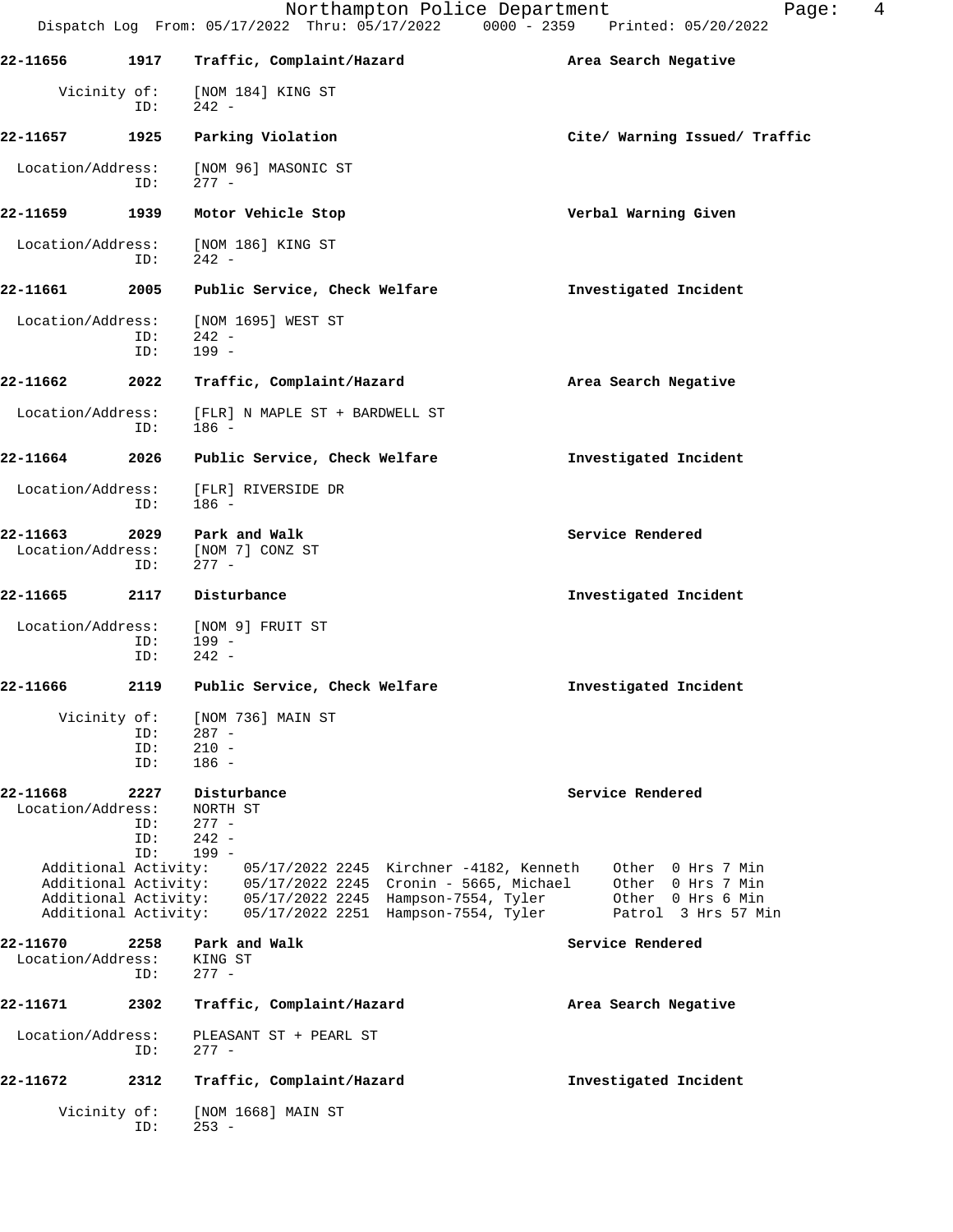**22-11656 1917 Traffic, Complaint/Hazard** — Area Search Negative

Vicinity of: [NOM 184] KING ST
ID: 242 -

**22-11657 1925 Parking Violation** — Cite/ Warning Issued/ Traffic

Location/Address: [NOM 96] MASONIC ST
ID: 277 -

**22-11659 1939 Motor Vehicle Stop** — Verbal Warning Given

Location/Address: [NOM 186] KING ST
ID: 242 -

**22-11661 2005 Public Service, Check Welfare** — Investigated Incident

Location/Address: [NOM 1695] WEST ST
ID: 242 -
ID: 199 -

**22-11662 2022 Traffic, Complaint/Hazard** — Area Search Negative

Location/Address: [FLR] N MAPLE ST + BARDWELL ST
ID: 186 -

**22-11664 2026 Public Service, Check Welfare** — Investigated Incident

Location/Address: [FLR] RIVERSIDE DR
ID: 186 -

**22-11663 2029 Park and Walk** — Service Rendered

Location/Address: [NOM 7] CONZ ST
ID: 277 -

**22-11665 2117 Disturbance** — Investigated Incident

Location/Address: [NOM 9] FRUIT ST
ID: 199 -
ID: 242 -

**22-11666 2119 Public Service, Check Welfare** — Investigated Incident

Vicinity of: [NOM 736] MAIN ST
ID: 287 -
ID: 210 -
ID: 186 -

**22-11668 2227 Disturbance** — Service Rendered

Location/Address: NORTH ST
ID: 277 -
ID: 242 -
ID: 199 -

Additional Activity: 05/17/2022 2245 Kirchner -4182, Kenneth — Other 0 Hrs 7 Min
Additional Activity: 05/17/2022 2245 Cronin - 5665, Michael — Other 0 Hrs 7 Min
Additional Activity: 05/17/2022 2245 Hampson-7554, Tyler — Other 0 Hrs 6 Min
Additional Activity: 05/17/2022 2251 Hampson-7554, Tyler — Patrol 3 Hrs 57 Min

**22-11670 2258 Park and Walk** — Service Rendered

Location/Address: KING ST
ID: 277 -

**22-11671 2302 Traffic, Complaint/Hazard** — Area Search Negative

Location/Address: PLEASANT ST + PEARL ST
ID: 277 -

**22-11672 2312 Traffic, Complaint/Hazard** — Investigated Incident

Vicinity of: [NOM 1668] MAIN ST
ID: 253 -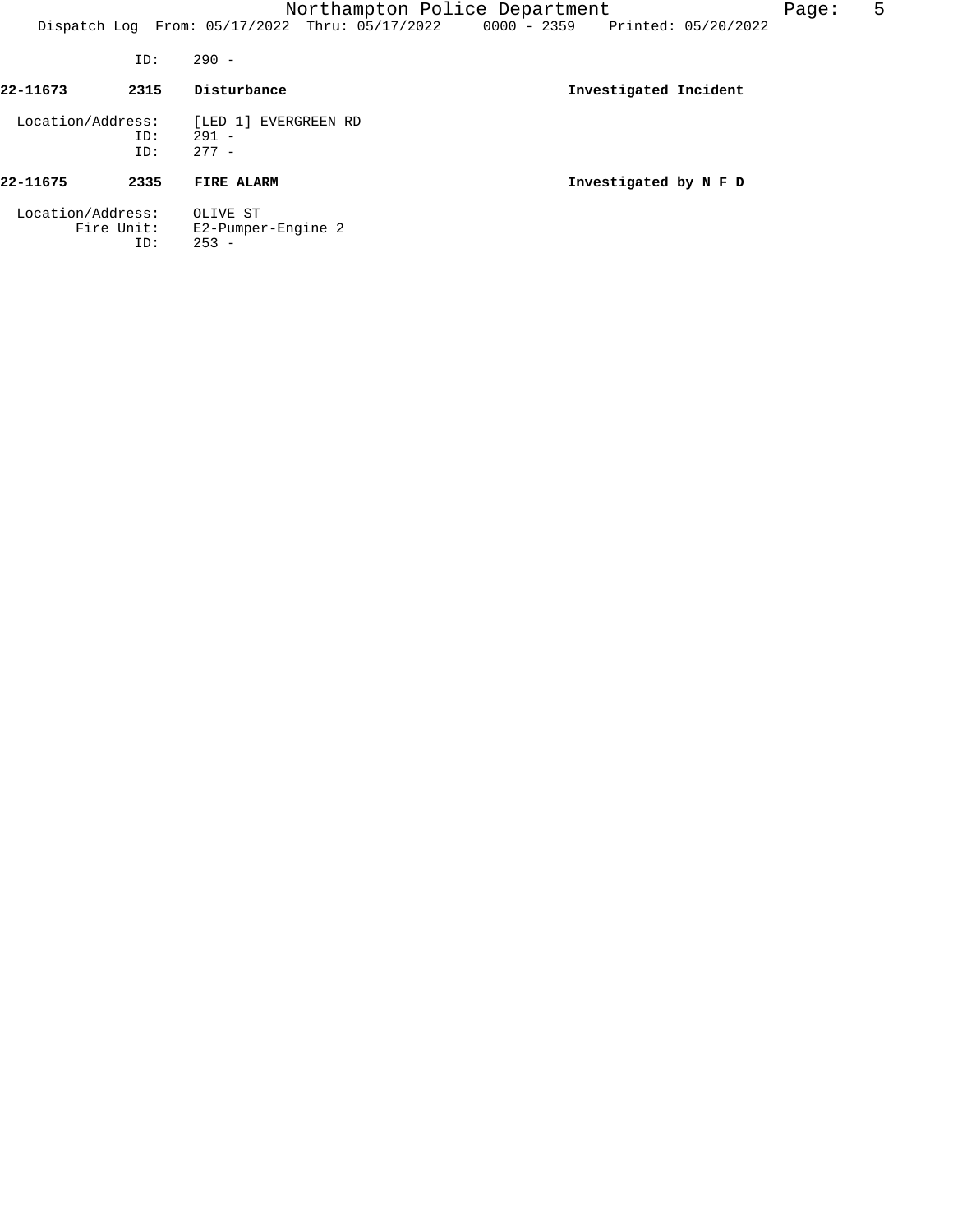ID: 290 -

**22-11673 2315 Disturbance Investigated Incident**

Location/Address: [LED 1] EVERGREEN RD
ID: 291 -
ID: 277 -

**22-11675 2335 FIRE ALARM Investigated by N F D**

Location/Address: OLIVE ST
Fire Unit: E2-Pumper-Engine 2
ID: 253 -